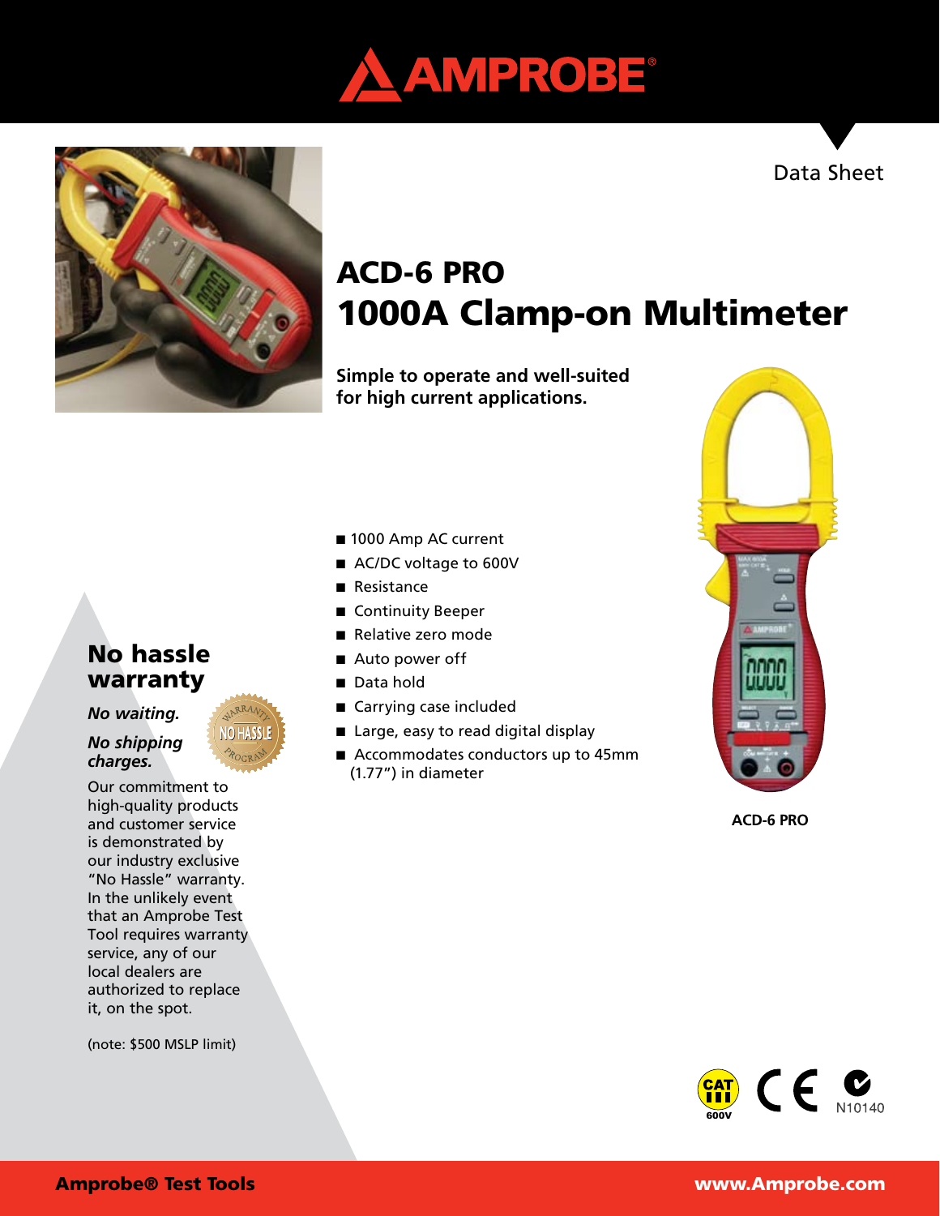Data Sheet

# ACD-6 PRO
# 1000A Clamp-on Multimeter

**Simple to operate and well-suited for high current applications.**

- 1000 Amp AC current
- AC/DC voltage to 600V
- Resistance
- Continuity Beeper
- Relative zero mode
- Auto power off
- Data hold
- Carrying case included
- Large, easy to read digital display
- Accommodates conductors up to 45mm (1.77") in diameter

**ACD-6 PRO**

## No hassle warranty

*No waiting.*

*No shipping charges.*

Our commitment to high-quality products and customer service is demonstrated by our industry exclusive "No Hassle" warranty. In the unlikely event that an Amprobe Test Tool requires warranty service, any of our local dealers are authorized to replace it, on the spot.

(note: $500 MSLP limit)

CAT III 600V

N10140

**Amprobe® Test Tools** **www.Amprobe.com**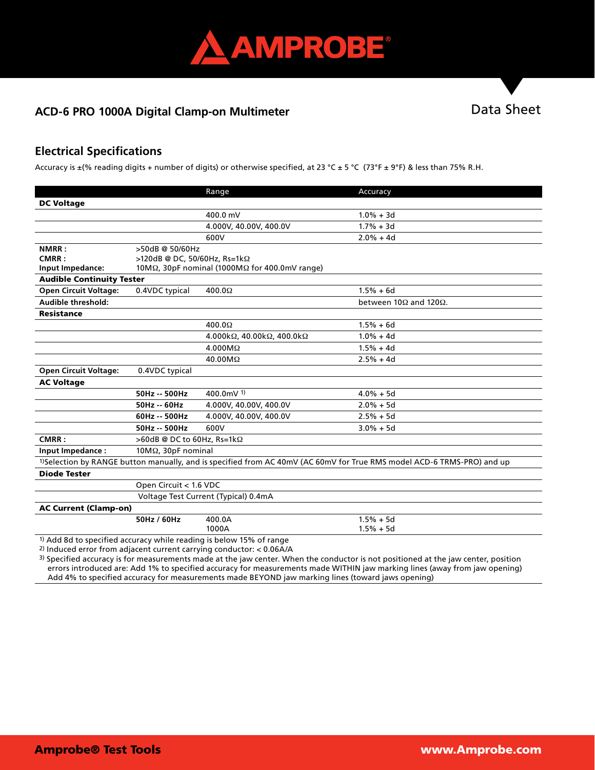## ACD-6 PRO 1000A Digital Clamp-on Multimeter

Data Sheet

## Electrical Specifications

Accuracy is ±(% reading digits + number of digits) or otherwise specified, at 23 °C ± 5 °C (73°F ± 9°F) & less than 75% R.H.

| | | Range | Accuracy |
|---|---|---|---|
| **DC Voltage** | | | |
| | | 400.0 mV | 1.0% + 3d |
| | | 4.000V, 40.00V, 400.0V | 1.7% + 3d |
| | | 600V | 2.0% + 4d |
| **NMRR :** | >50dB @ 50/60Hz | | |
| **CMRR :** | >120dB @ DC, 50/60Hz, Rs=1kΩ | | |
| **Input Impedance:** | 10MΩ, 30pF nominal (1000MΩ for 400.0mV range) | | |
| **Audible Continuity Tester** | | | |
| **Open Circuit Voltage:** | 0.4VDC typical | 400.0Ω | 1.5% + 6d |
| **Audible threshold:** | | | between 10Ω and 120Ω. |
| **Resistance** | | | |
| | | 400.0Ω | 1.5% + 6d |
| | | 4.000kΩ, 40.00kΩ, 400.0kΩ | 1.0% + 4d |
| | | 4.000MΩ | 1.5% + 4d |
| | | 40.00MΩ | 2.5% + 4d |
| **Open Circuit Voltage:** | 0.4VDC typical | | |
| **AC Voltage** | | | |
| | **50Hz -- 500Hz** | 400.0mV [1] | 4.0% + 5d |
| | **50Hz -- 60Hz** | 4.000V, 40.00V, 400.0V | 2.0% + 5d |
| | **60Hz -- 500Hz** | 4.000V, 40.00V, 400.0V | 2.5% + 5d |
| | **50Hz -- 500Hz** | 600V | 3.0% + 5d |
| **CMRR :** | >60dB @ DC to 60Hz, Rs=1kΩ | | |
| **Input Impedance :** | 10MΩ, 30pF nominal | | |
| [1]Selection by RANGE button manually, and is specified from AC 40mV (AC 60mV for True RMS model ACD-6 TRMS-PRO) and up | | | |
| **Diode Tester** | | | |
| | Open Circuit < 1.6 VDC | | |
| | Voltage Test Current (Typical) 0.4mA | | |
| **AC Current (Clamp-on)** | | | |
| | **50Hz / 60Hz** | 400.0A | 1.5% + 5d |
| | | 1000A | 1.5% + 5d |

[1] Add 8d to specified accuracy while reading is below 15% of range

[2] Induced error from adjacent current carrying conductor: < 0.06A/A

[3] Specified accuracy is for measurements made at the jaw center. When the conductor is not positioned at the jaw center, position errors introduced are: Add 1% to specified accuracy for measurements made WITHIN jaw marking lines (away from jaw opening) Add 4% to specified accuracy for measurements made BEYOND jaw marking lines (toward jaws opening)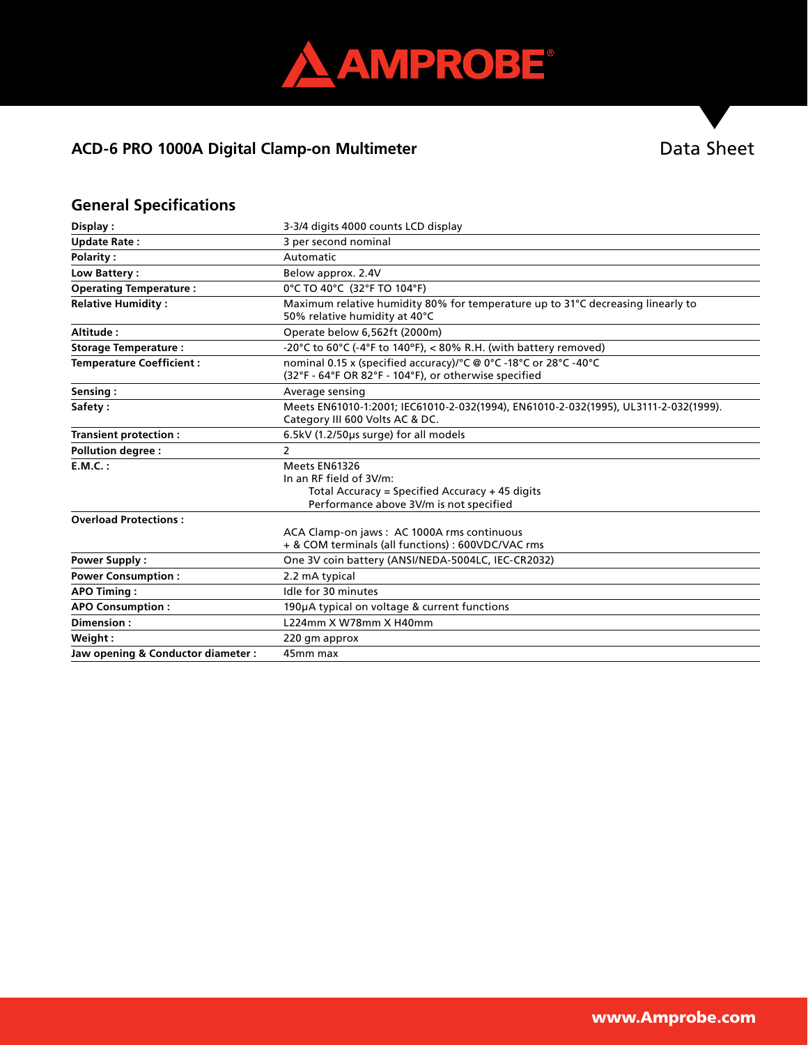AMPROBE

**ACD-6 PRO 1000A Digital Clamp-on Multimeter** Data Sheet

## General Specifications

| | |
|---|---|
| **Display :** | 3-3/4 digits 4000 counts LCD display |
| **Update Rate :** | 3 per second nominal |
| **Polarity :** | Automatic |
| **Low Battery :** | Below approx. 2.4V |
| **Operating Temperature :** | 0°C TO 40°C (32°F TO 104°F) |
| **Relative Humidity :** | Maximum relative humidity 80% for temperature up to 31°C decreasing linearly to 50% relative humidity at 40°C |
| **Altitude :** | Operate below 6,562ft (2000m) |
| **Storage Temperature :** | -20°C to 60°C (-4°F to 140°F), < 80% R.H. (with battery removed) |
| **Temperature Coefficient :** | nominal 0.15 x (specified accuracy)/°C @ 0°C -18°C or 28°C -40°C (32°F - 64°F OR 82°F - 104°F), or otherwise specified |
| **Sensing :** | Average sensing |
| **Safety :** | Meets EN61010-1:2001; IEC61010-2-032(1994), EN61010-2-032(1995), UL3111-2-032(1999). Category III 600 Volts AC & DC. |
| **Transient protection :** | 6.5kV (1.2/50µs surge) for all models |
| **Pollution degree :** | 2 |
| **E.M.C. :** | Meets EN61326<br>In an RF field of 3V/m:<br>Total Accuracy = Specified Accuracy + 45 digits<br>Performance above 3V/m is not specified |
| **Overload Protections :** | ACA Clamp-on jaws : AC 1000A rms continuous<br>+ & COM terminals (all functions) : 600VDC/VAC rms |
| **Power Supply :** | One 3V coin battery (ANSI/NEDA-5004LC, IEC-CR2032) |
| **Power Consumption :** | 2.2 mA typical |
| **APO Timing :** | Idle for 30 minutes |
| **APO Consumption :** | 190µA typical on voltage & current functions |
| **Dimension :** | L224mm X W78mm X H40mm |
| **Weight :** | 220 gm approx |
| **Jaw opening & Conductor diameter :** | 45mm max |

www.Amprobe.com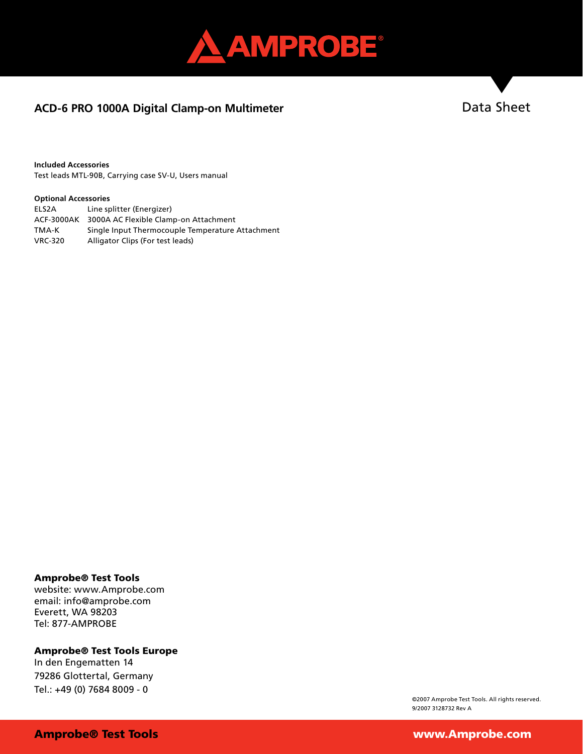**ACD-6 PRO 1000A Digital Clamp-on Multimeter**

Data Sheet

**Included Accessories**

Test leads MTL-90B, Carrying case SV-U, Users manual

**Optional Accessories**

| | |
|---|---|
| ELS2A | Line splitter (Energizer) |
| ACF-3000AK | 3000A AC Flexible Clamp-on Attachment |
| TMA-K | Single Input Thermocouple Temperature Attachment |
| VRC-320 | Alligator Clips (For test leads) |

**Amprobe® Test Tools**
website: www.Amprobe.com
email: info@amprobe.com
Everett, WA 98203
Tel: 877-AMPROBE

**Amprobe® Test Tools Europe**
In den Engematten 14
79286 Glottertal, Germany
Tel.: +49 (0) 7684 8009 - 0

©2007 Amprobe Test Tools. All rights reserved.
9/2007 3128732 Rev A